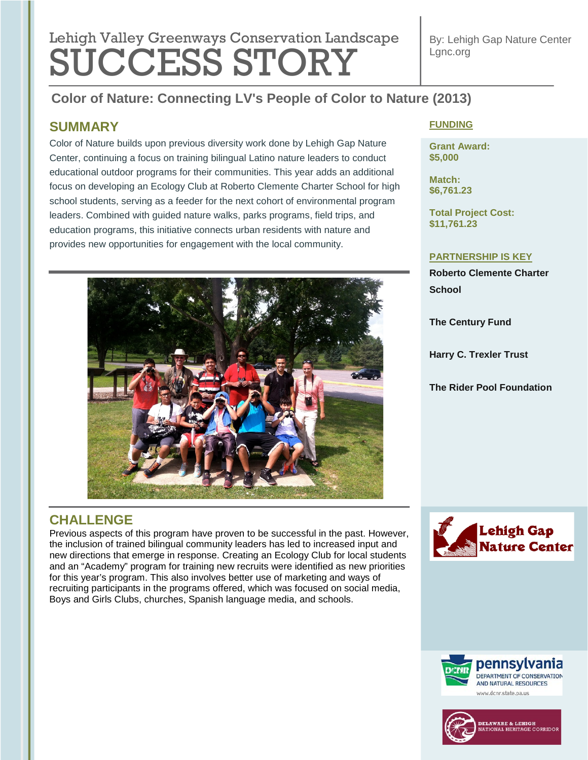Lehigh Valley Greenways Conservation Landscape

# SUCCESS STORY

By: Lehigh Gap Nature Center
Lgnc.org

## Color of Nature: Connecting LV's People of Color to Nature (2013)

### SUMMARY

Color of Nature builds upon previous diversity work done by Lehigh Gap Nature Center, continuing a focus on training bilingual Latino nature leaders to conduct educational outdoor programs for their communities. This year adds an additional focus on developing an Ecology Club at Roberto Clemente Charter School for high school students, serving as a feeder for the next cohort of environmental program leaders. Combined with guided nature walks, parks programs, field trips, and education programs, this initiative connects urban residents with nature and provides new opportunities for engagement with the local community.

### CHALLENGE

Previous aspects of this program have proven to be successful in the past. However, the inclusion of trained bilingual community leaders has led to increased input and new directions that emerge in response. Creating an Ecology Club for local students and an "Academy" program for training new recruits were identified as new priorities for this year's program. This also involves better use of marketing and ways of recruiting participants in the programs offered, which was focused on social media, Boys and Girls Clubs, churches, Spanish language media, and schools.

### FUNDING

**Grant Award:**
**$5,000**

**Match:**
**$6,761.23**

**Total Project Cost:**
**$11,761.23**

### PARTNERSHIP IS KEY

**Roberto Clemente Charter School**

**The Century Fund**

**Harry C. Trexler Trust**

**The Rider Pool Foundation**

Lehigh Gap Nature Center

pennsylvania DEPARTMENT OF CONSERVATION AND NATURAL RESOURCES
www.dcnr.state.pa.us

DELAWARE & LEHIGH NATIONAL HERITAGE CORRIDOR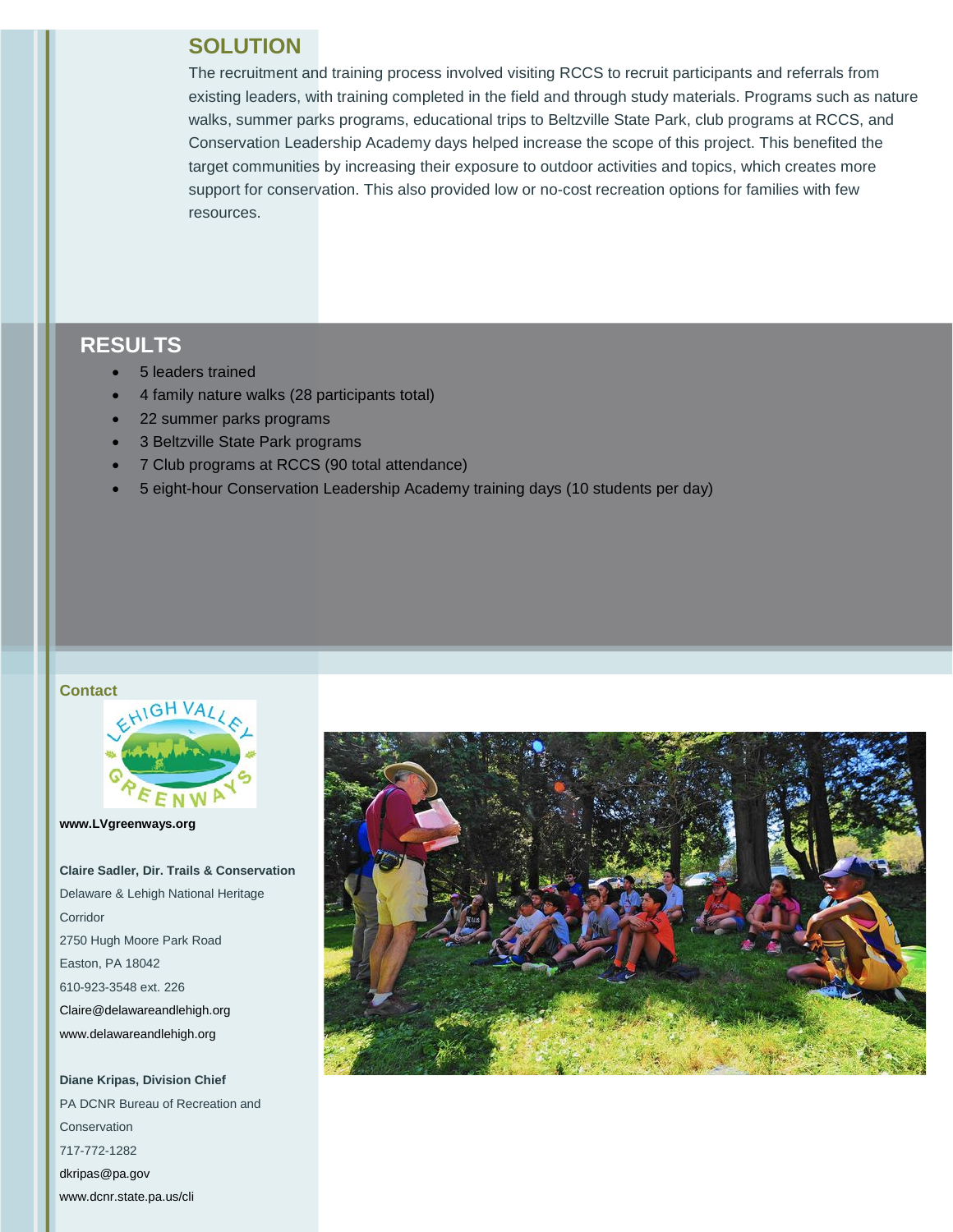## SOLUTION

The recruitment and training process involved visiting RCCS to recruit participants and referrals from existing leaders, with training completed in the field and through study materials. Programs such as nature walks, summer parks programs, educational trips to Beltzville State Park, club programs at RCCS, and Conservation Leadership Academy days helped increase the scope of this project. This benefited the target communities by increasing their exposure to outdoor activities and topics, which creates more support for conservation. This also provided low or no-cost recreation options for families with few resources.

## RESULTS

- 5 leaders trained
- 4 family nature walks (28 participants total)
- 22 summer parks programs
- 3 Beltzville State Park programs
- 7 Club programs at RCCS (90 total attendance)
- 5 eight-hour Conservation Leadership Academy training days (10 students per day)

### Contact

**www.LVgreenways.org**

**Claire Sadler, Dir. Trails & Conservation**
Delaware & Lehigh National Heritage Corridor
2750 Hugh Moore Park Road
Easton, PA 18042
610-923-3548 ext. 226
Claire@delawareandlehigh.org
www.delawareandlehigh.org

**Diane Kripas, Division Chief**
PA DCNR Bureau of Recreation and Conservation
717-772-1282
dkripas@pa.gov
www.dcnr.state.pa.us/cli